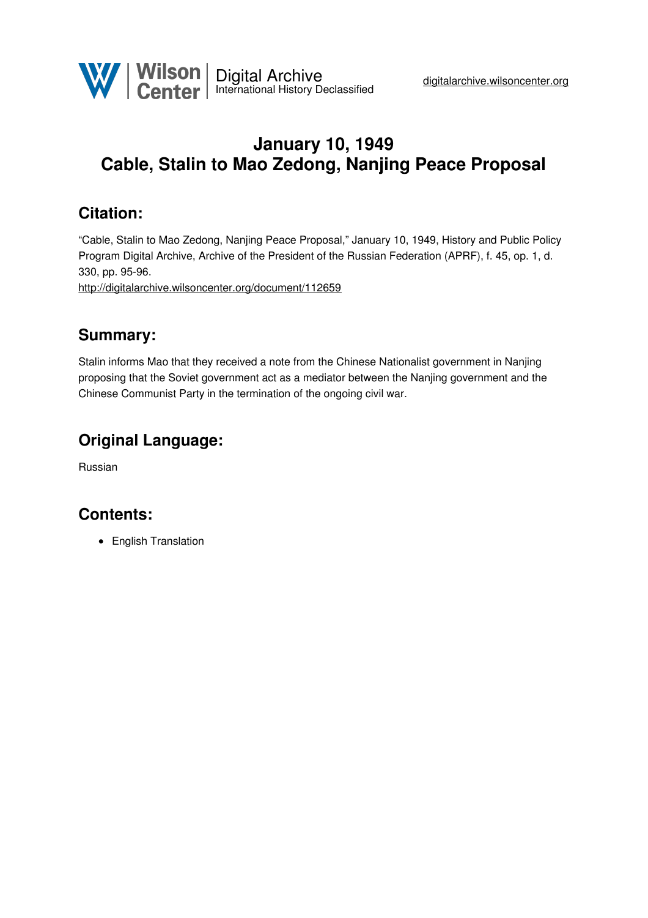# January 10, 1949
# Cable, Stalin to Mao Zedong, Nanjing Peace Proposal

## Citation:

"Cable, Stalin to Mao Zedong, Nanjing Peace Proposal," January 10, 1949, History and Public Policy Program Digital Archive, Archive of the President of the Russian Federation (APRF), f. 45, op. 1, d. 330, pp. 95-96.
http://digitalarchive.wilsoncenter.org/document/112659

## Summary:

Stalin informs Mao that they received a note from the Chinese Nationalist government in Nanjing proposing that the Soviet government act as a mediator between the Nanjing government and the Chinese Communist Party in the termination of the ongoing civil war.

## Original Language:

Russian

## Contents:

- English Translation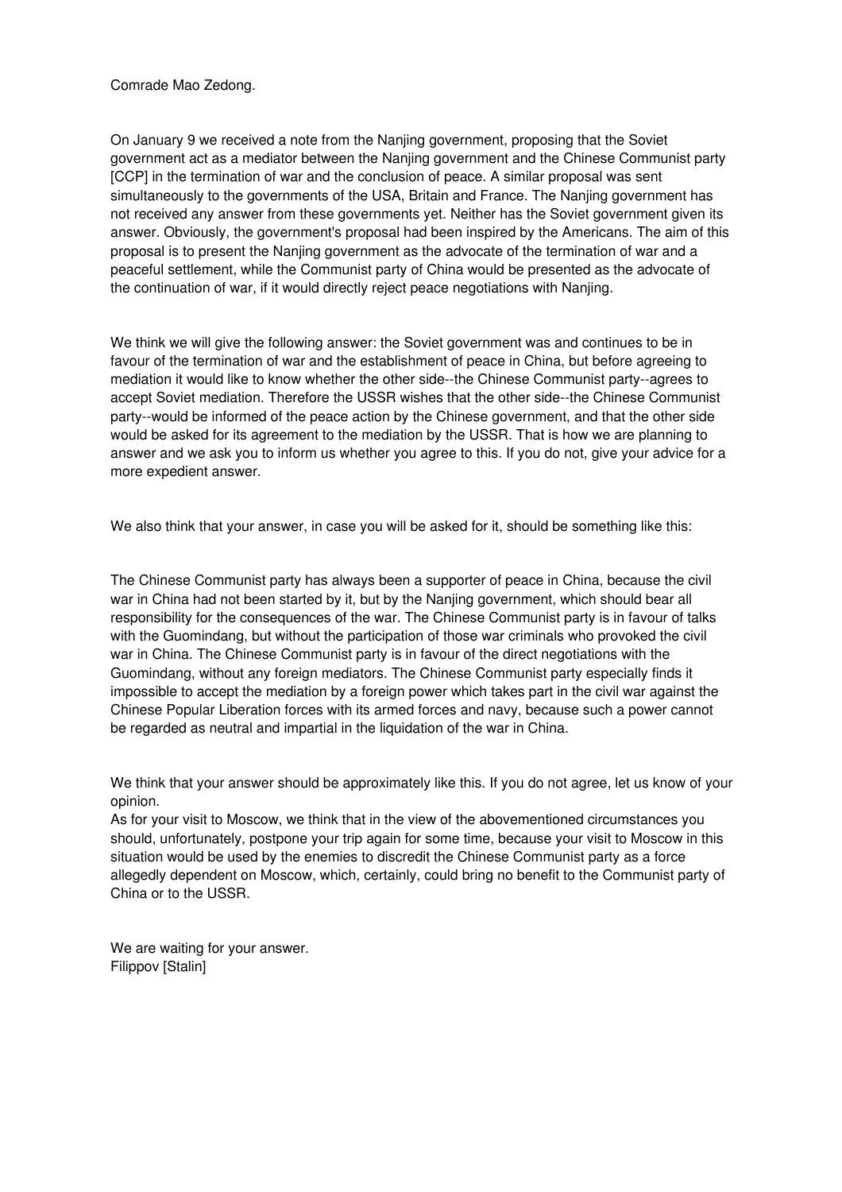Comrade Mao Zedong.

On January 9 we received a note from the Nanjing government, proposing that the Soviet government act as a mediator between the Nanjing government and the Chinese Communist party [CCP] in the termination of war and the conclusion of peace. A similar proposal was sent simultaneously to the governments of the USA, Britain and France. The Nanjing government has not received any answer from these governments yet. Neither has the Soviet government given its answer. Obviously, the government's proposal had been inspired by the Americans. The aim of this proposal is to present the Nanjing government as the advocate of the termination of war and a peaceful settlement, while the Communist party of China would be presented as the advocate of the continuation of war, if it would directly reject peace negotiations with Nanjing.

We think we will give the following answer: the Soviet government was and continues to be in favour of the termination of war and the establishment of peace in China, but before agreeing to mediation it would like to know whether the other side--the Chinese Communist party--agrees to accept Soviet mediation. Therefore the USSR wishes that the other side--the Chinese Communist party--would be informed of the peace action by the Chinese government, and that the other side would be asked for its agreement to the mediation by the USSR. That is how we are planning to answer and we ask you to inform us whether you agree to this. If you do not, give your advice for a more expedient answer.

We also think that your answer, in case you will be asked for it, should be something like this:

The Chinese Communist party has always been a supporter of peace in China, because the civil war in China had not been started by it, but by the Nanjing government, which should bear all responsibility for the consequences of the war. The Chinese Communist party is in favour of talks with the Guomindang, but without the participation of those war criminals who provoked the civil war in China. The Chinese Communist party is in favour of the direct negotiations with the Guomindang, without any foreign mediators. The Chinese Communist party especially finds it impossible to accept the mediation by a foreign power which takes part in the civil war against the Chinese Popular Liberation forces with its armed forces and navy, because such a power cannot be regarded as neutral and impartial in the liquidation of the war in China.

We think that your answer should be approximately like this. If you do not agree, let us know of your opinion.
As for your visit to Moscow, we think that in the view of the abovementioned circumstances you should, unfortunately, postpone your trip again for some time, because your visit to Moscow in this situation would be used by the enemies to discredit the Chinese Communist party as a force allegedly dependent on Moscow, which, certainly, could bring no benefit to the Communist party of China or to the USSR.

We are waiting for your answer.
Filippov [Stalin]